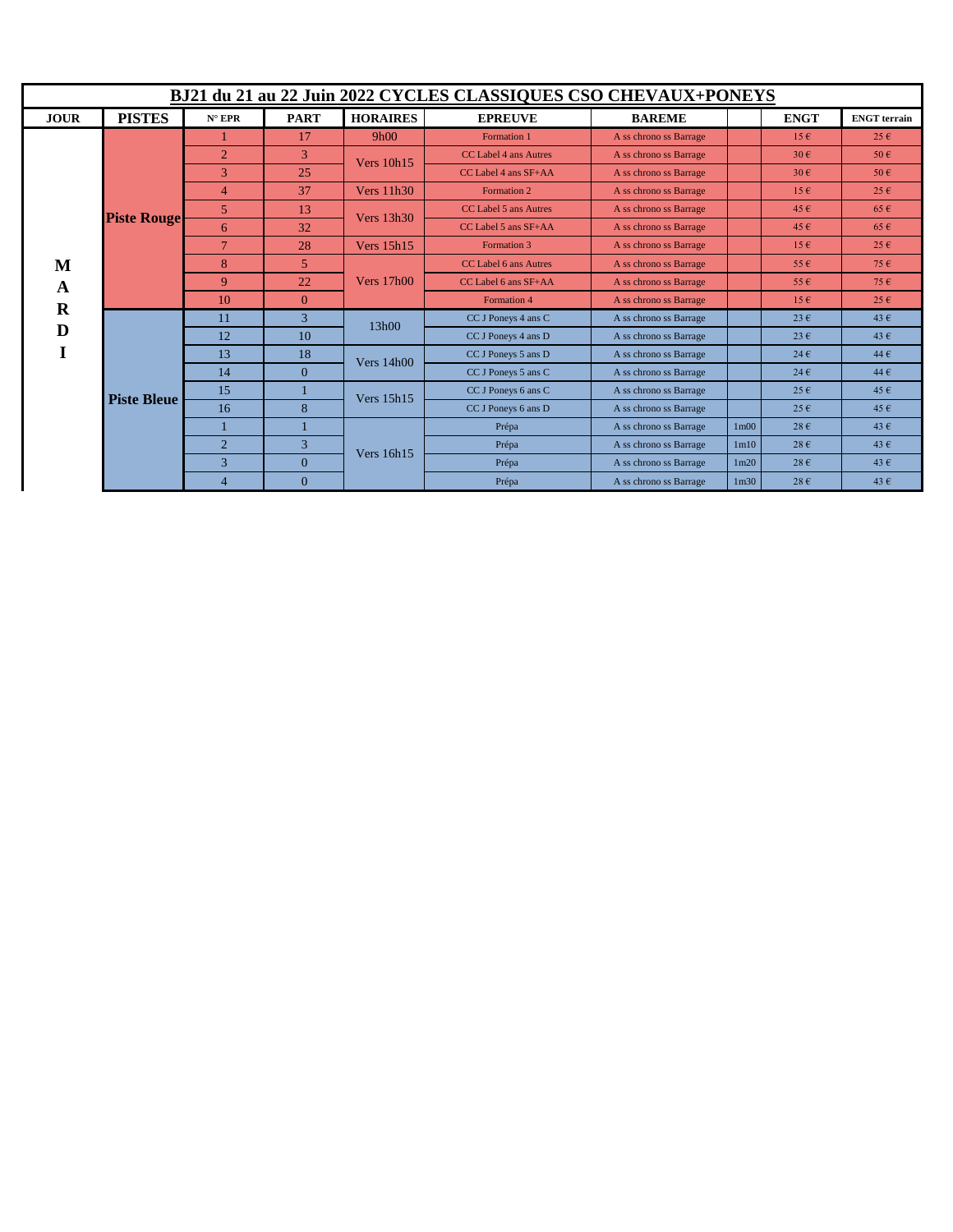# BJ21 du 21 au 22 Juin 2022 CYCLES CLASSIQUES CSO CHEVAUX+PONEYS

| JOUR | PISTES | N° EPR | PART | HORAIRES | EPREUVE | BAREME | | ENGT | ENGT terrain |
|---|---|---|---|---|---|---|---|---|---|
| MARDI | Piste Rouge | 1 | 17 | 9h00 | Formation 1 | A ss chrono ss Barrage | | 15 € | 25 € |
| | | 2 | 3 | Vers 10h15 | CC Label 4 ans Autres | A ss chrono ss Barrage | | 30 € | 50 € |
| | | 3 | 25 | | CC Label 4 ans SF+AA | A ss chrono ss Barrage | | 30 € | 50 € |
| | | 4 | 37 | Vers 11h30 | Formation 2 | A ss chrono ss Barrage | | 15 € | 25 € |
| | | 5 | 13 | Vers 13h30 | CC Label 5 ans Autres | A ss chrono ss Barrage | | 45 € | 65 € |
| | | 6 | 32 | | CC Label 5 ans SF+AA | A ss chrono ss Barrage | | 45 € | 65 € |
| | | 7 | 28 | Vers 15h15 | Formation 3 | A ss chrono ss Barrage | | 15 € | 25 € |
| | | 8 | 5 | Vers 17h00 | CC Label 6 ans Autres | A ss chrono ss Barrage | | 55 € | 75 € |
| | | 9 | 22 | | CC Label 6 ans SF+AA | A ss chrono ss Barrage | | 55 € | 75 € |
| | | 10 | 0 | | Formation 4 | A ss chrono ss Barrage | | 15 € | 25 € |
| | Piste Bleue | 11 | 3 | 13h00 | CC J Poneys 4 ans C | A ss chrono ss Barrage | | 23 € | 43 € |
| | | 12 | 10 | | CC J Poneys 4 ans D | A ss chrono ss Barrage | | 23 € | 43 € |
| | | 13 | 18 | Vers 14h00 | CC J Poneys 5 ans D | A ss chrono ss Barrage | | 24 € | 44 € |
| | | 14 | 0 | | CC J Poneys 5 ans C | A ss chrono ss Barrage | | 24 € | 44 € |
| | | 15 | 1 | Vers 15h15 | CC J Poneys 6 ans C | A ss chrono ss Barrage | | 25 € | 45 € |
| | | 16 | 8 | | CC J Poneys 6 ans D | A ss chrono ss Barrage | | 25 € | 45 € |
| | | 1 | 1 | Vers 16h15 | Prépa | A ss chrono ss Barrage | 1m00 | 28 € | 43 € |
| | | 2 | 3 | | Prépa | A ss chrono ss Barrage | 1m10 | 28 € | 43 € |
| | | 3 | 0 | | Prépa | A ss chrono ss Barrage | 1m20 | 28 € | 43 € |
| | | 4 | 0 | | Prépa | A ss chrono ss Barrage | 1m30 | 28 € | 43 € |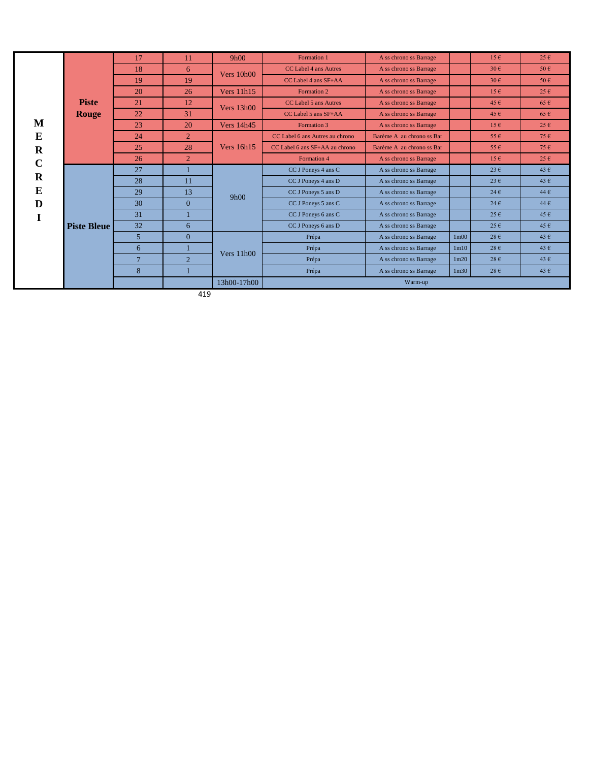| | | | | | | | | | |
|---|---|---|---|---|---|---|---|---|---|
| MERCREDI | Piste Rouge | 17 | 11 | 9h00 | Formation 1 | A ss chrono ss Barrage | | 15 € | 25 € |
| | | 18 | 6 | Vers 10h00 | CC Label 4 ans Autres | A ss chrono ss Barrage | | 30 € | 50 € |
| | | 19 | 19 | | CC Label 4 ans SF+AA | A ss chrono ss Barrage | | 30 € | 50 € |
| | | 20 | 26 | Vers 11h15 | Formation 2 | A ss chrono ss Barrage | | 15 € | 25 € |
| | | 21 | 12 | Vers 13h00 | CC Label 5 ans Autres | A ss chrono ss Barrage | | 45 € | 65 € |
| | | 22 | 31 | | CC Label 5 ans SF+AA | A ss chrono ss Barrage | | 45 € | 65 € |
| | | 23 | 20 | Vers 14h45 | Formation 3 | A ss chrono ss Barrage | | 15 € | 25 € |
| | | 24 | 2 | Vers 16h15 | CC Label 6 ans Autres au chrono | Barème A au chrono ss Bar | | 55 € | 75 € |
| | | 25 | 28 | | CC Label 6 ans SF+AA au chrono | Barème A au chrono ss Bar | | 55 € | 75 € |
| | | 26 | 2 | | Formation 4 | A ss chrono ss Barrage | | 15 € | 25 € |
| | Piste Bleue | 27 | 1 | 9h00 | CC J Poneys 4 ans C | A ss chrono ss Barrage | | 23 € | 43 € |
| | | 28 | 11 | | CC J Poneys 4 ans D | A ss chrono ss Barrage | | 23 € | 43 € |
| | | 29 | 13 | | CC J Poneys 5 ans D | A ss chrono ss Barrage | | 24 € | 44 € |
| | | 30 | 0 | | CC J Poneys 5 ans C | A ss chrono ss Barrage | | 24 € | 44 € |
| | | 31 | 1 | | CC J Poneys 6 ans C | A ss chrono ss Barrage | | 25 € | 45 € |
| | | 32 | 6 | | CC J Poneys 6 ans D | A ss chrono ss Barrage | | 25 € | 45 € |
| | | 5 | 0 | Vers 11h00 | Prépa | A ss chrono ss Barrage | 1m00 | 28 € | 43 € |
| | | 6 | 1 | | Prépa | A ss chrono ss Barrage | 1m10 | 28 € | 43 € |
| | | 7 | 2 | | Prépa | A ss chrono ss Barrage | 1m20 | 28 € | 43 € |
| | | 8 | 1 | | Prépa | A ss chrono ss Barrage | 1m30 | 28 € | 43 € |
| | | | | 13h00-17h00 | Warm-up | | | | |
| | | | 419 | | | | | | |